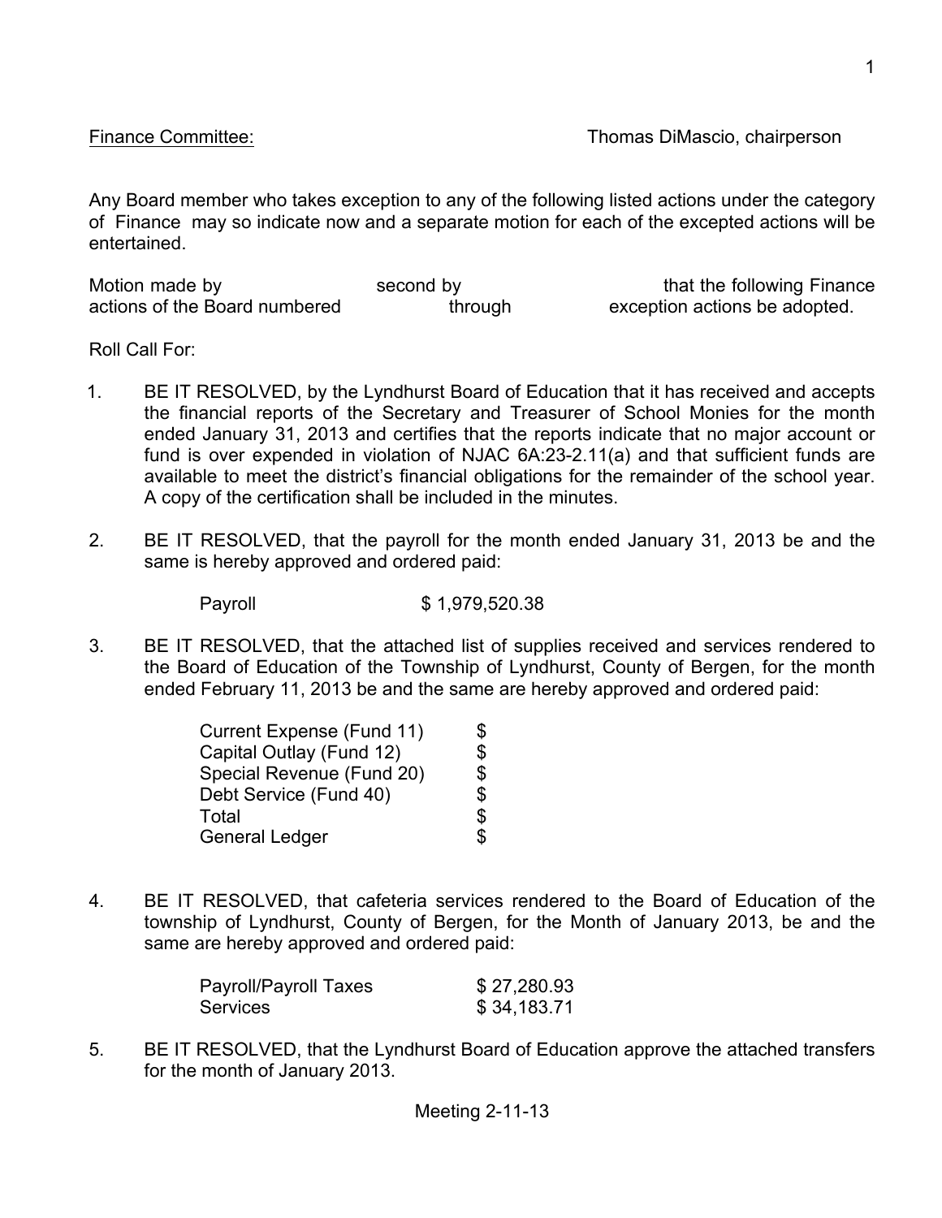Finance Committee: Thomas DiMascio, chairperson

Any Board member who takes exception to any of the following listed actions under the category of Finance may so indicate now and a separate motion for each of the excepted actions will be entertained.

Motion made by second by that the following Finance actions of the Board numbered through exception actions be adopted.

Roll Call For:

1. BE IT RESOLVED, by the Lyndhurst Board of Education that it has received and accepts the financial reports of the Secretary and Treasurer of School Monies for the month ended January 31, 2013 and certifies that the reports indicate that no major account or fund is over expended in violation of NJAC 6A:23-2.11(a) and that sufficient funds are available to meet the district's financial obligations for the remainder of the school year. A copy of the certification shall be included in the minutes.

2. BE IT RESOLVED, that the payroll for the month ended January 31, 2013 be and the same is hereby approved and ordered paid:

| | |
|---|---|
| Payroll | $ 1,979,520.38 |

3. BE IT RESOLVED, that the attached list of supplies received and services rendered to the Board of Education of the Township of Lyndhurst, County of Bergen, for the month ended February 11, 2013 be and the same are hereby approved and ordered paid:

| | |
|---|---|
| Current Expense (Fund 11) | $ |
| Capital Outlay (Fund 12) | $ |
| Special Revenue (Fund 20) | $ |
| Debt Service (Fund 40) | $ |
| Total | $ |
| General Ledger | $ |

4. BE IT RESOLVED, that cafeteria services rendered to the Board of Education of the township of Lyndhurst, County of Bergen, for the Month of January 2013, be and the same are hereby approved and ordered paid:

| | |
|---|---|
| Payroll/Payroll Taxes | $ 27,280.93 |
| Services | $ 34,183.71 |

5. BE IT RESOLVED, that the Lyndhurst Board of Education approve the attached transfers for the month of January 2013.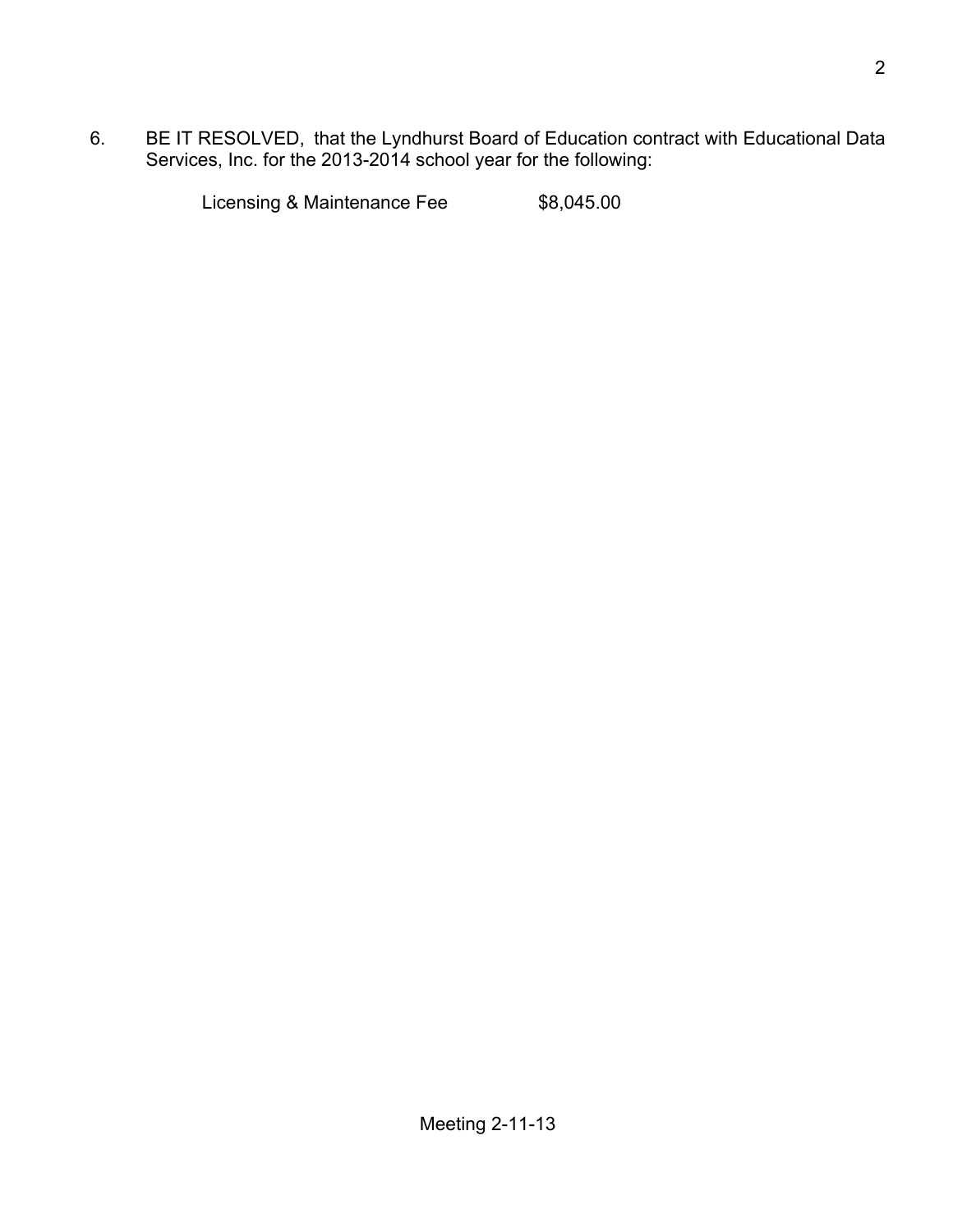6. BE IT RESOLVED, that the Lyndhurst Board of Education contract with Educational Data Services, Inc. for the 2013-2014 school year for the following:

   Licensing & Maintenance Fee $8,045.00

Meeting 2-11-13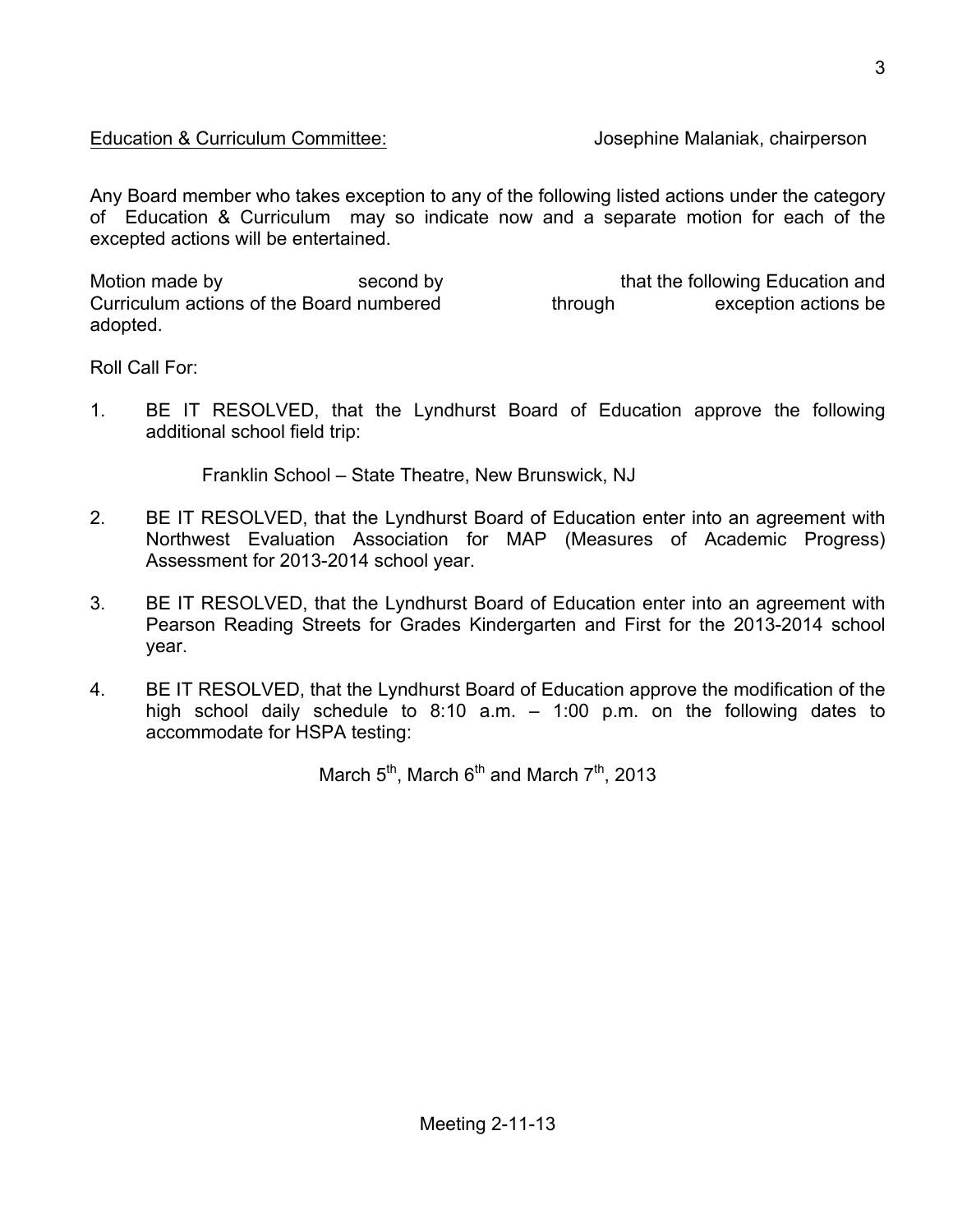<u>Education & Curriculum Committee:</u> Josephine Malaniak, chairperson

Any Board member who takes exception to any of the following listed actions under the category of Education & Curriculum may so indicate now and a separate motion for each of the excepted actions will be entertained.

Motion made by second by that the following Education and Curriculum actions of the Board numbered through exception actions be adopted.

Roll Call For:

1. BE IT RESOLVED, that the Lyndhurst Board of Education approve the following additional school field trip:

   Franklin School – State Theatre, New Brunswick, NJ

2. BE IT RESOLVED, that the Lyndhurst Board of Education enter into an agreement with Northwest Evaluation Association for MAP (Measures of Academic Progress) Assessment for 2013-2014 school year.

3. BE IT RESOLVED, that the Lyndhurst Board of Education enter into an agreement with Pearson Reading Streets for Grades Kindergarten and First for the 2013-2014 school year.

4. BE IT RESOLVED, that the Lyndhurst Board of Education approve the modification of the high school daily schedule to 8:10 a.m. – 1:00 p.m. on the following dates to accommodate for HSPA testing:

   March 5th, March 6th and March 7th, 2013

Meeting 2-11-13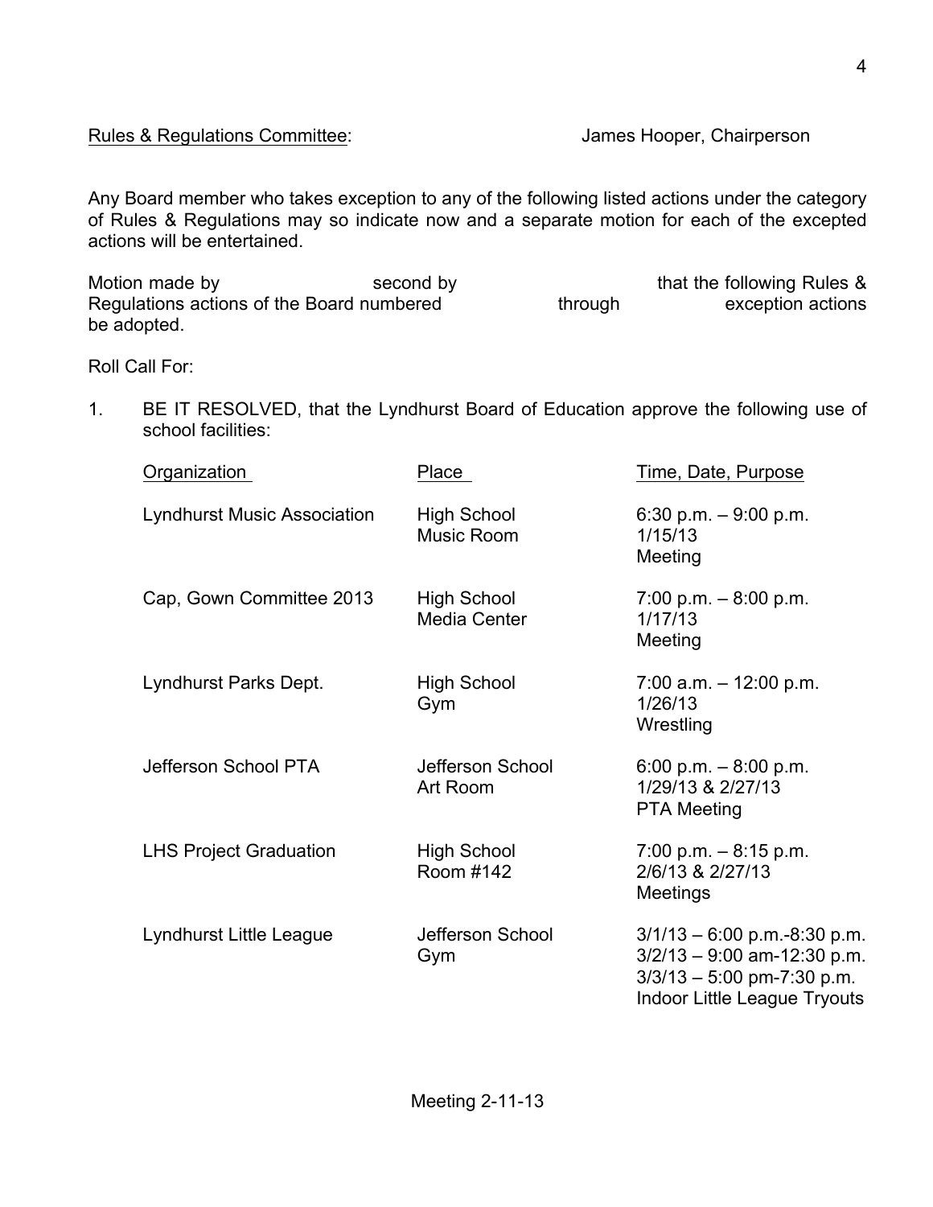Rules & Regulations Committee: James Hooper, Chairperson

Any Board member who takes exception to any of the following listed actions under the category of Rules & Regulations may so indicate now and a separate motion for each of the excepted actions will be entertained.

Motion made by second by that the following Rules & Regulations actions of the Board numbered through exception actions be adopted.

Roll Call For:

1. BE IT RESOLVED, that the Lyndhurst Board of Education approve the following use of school facilities:

| Organization | Place | Time, Date, Purpose |
|---|---|---|
| Lyndhurst Music Association | High School Music Room | 6:30 p.m. – 9:00 p.m. 1/15/13 Meeting |
| Cap, Gown Committee 2013 | High School Media Center | 7:00 p.m. – 8:00 p.m. 1/17/13 Meeting |
| Lyndhurst Parks Dept. | High School Gym | 7:00 a.m. – 12:00 p.m. 1/26/13 Wrestling |
| Jefferson School PTA | Jefferson School Art Room | 6:00 p.m. – 8:00 p.m. 1/29/13 & 2/27/13 PTA Meeting |
| LHS Project Graduation | High School Room #142 | 7:00 p.m. – 8:15 p.m. 2/6/13 & 2/27/13 Meetings |
| Lyndhurst Little League | Jefferson School Gym | 3/1/13 – 6:00 p.m.-8:30 p.m. 3/2/13 – 9:00 am-12:30 p.m. 3/3/13 – 5:00 pm-7:30 p.m. Indoor Little League Tryouts |

Meeting 2-11-13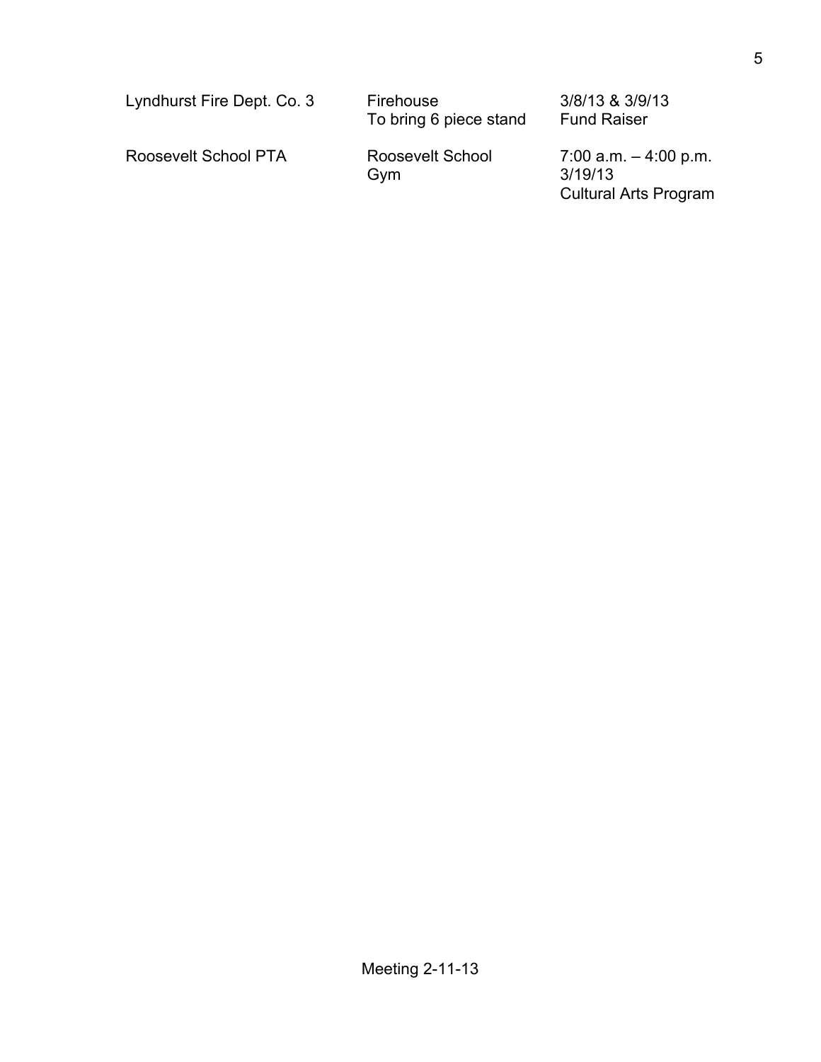| | | |
|---|---|---|
| Lyndhurst Fire Dept. Co. 3 | Firehouse<br>To bring 6 piece stand | 3/8/13 & 3/9/13<br>Fund Raiser |
| Roosevelt School PTA | Roosevelt School<br>Gym | 7:00 a.m. – 4:00 p.m.<br>3/19/13<br>Cultural Arts Program |

Meeting 2-11-13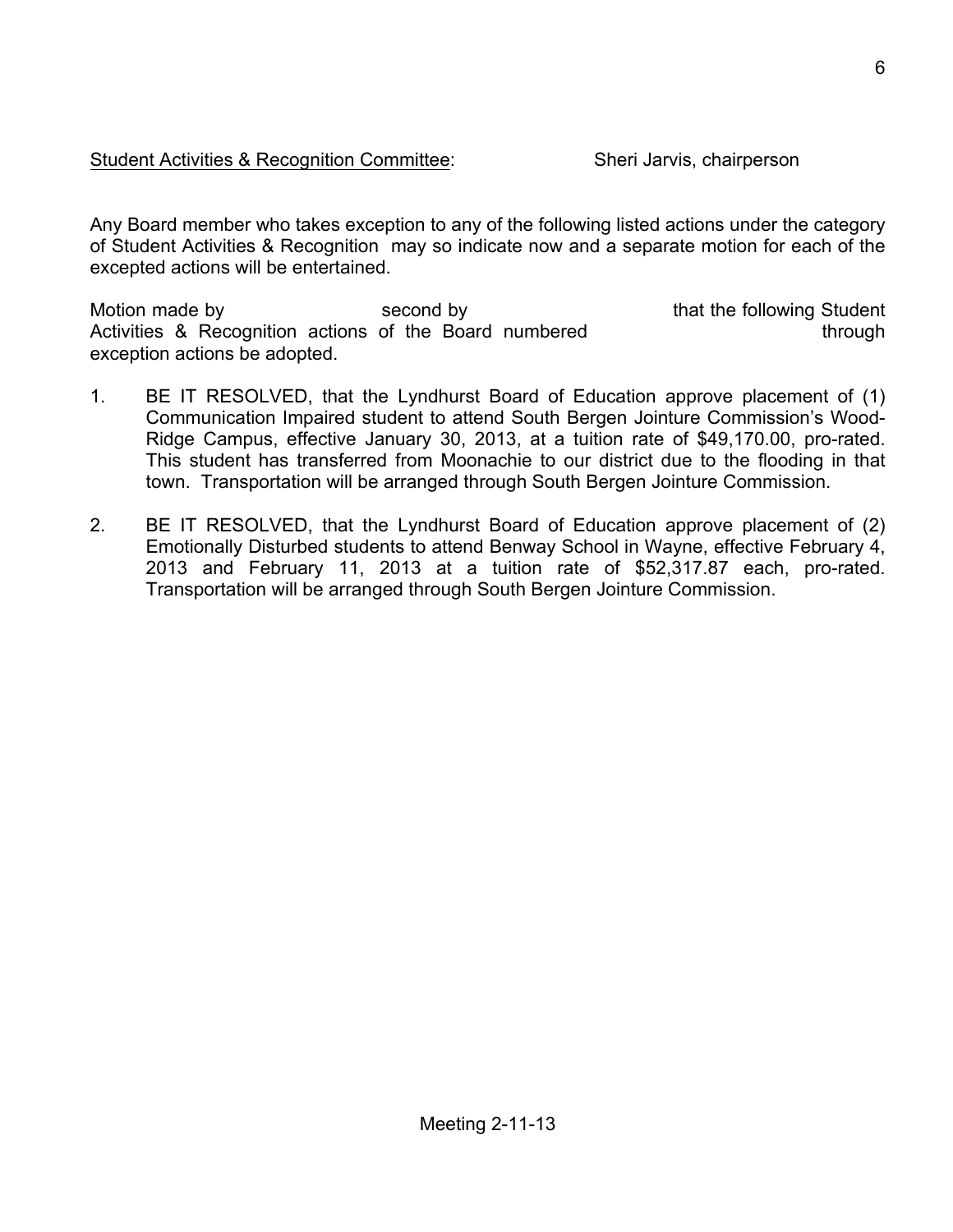Student Activities & Recognition Committee: Sheri Jarvis, chairperson

Any Board member who takes exception to any of the following listed actions under the category of Student Activities & Recognition may so indicate now and a separate motion for each of the excepted actions will be entertained.

Motion made by second by that the following Student Activities & Recognition actions of the Board numbered through exception actions be adopted.

1. BE IT RESOLVED, that the Lyndhurst Board of Education approve placement of (1) Communication Impaired student to attend South Bergen Jointure Commission's Wood-Ridge Campus, effective January 30, 2013, at a tuition rate of $49,170.00, pro-rated. This student has transferred from Moonachie to our district due to the flooding in that town. Transportation will be arranged through South Bergen Jointure Commission.

2. BE IT RESOLVED, that the Lyndhurst Board of Education approve placement of (2) Emotionally Disturbed students to attend Benway School in Wayne, effective February 4, 2013 and February 11, 2013 at a tuition rate of $52,317.87 each, pro-rated. Transportation will be arranged through South Bergen Jointure Commission.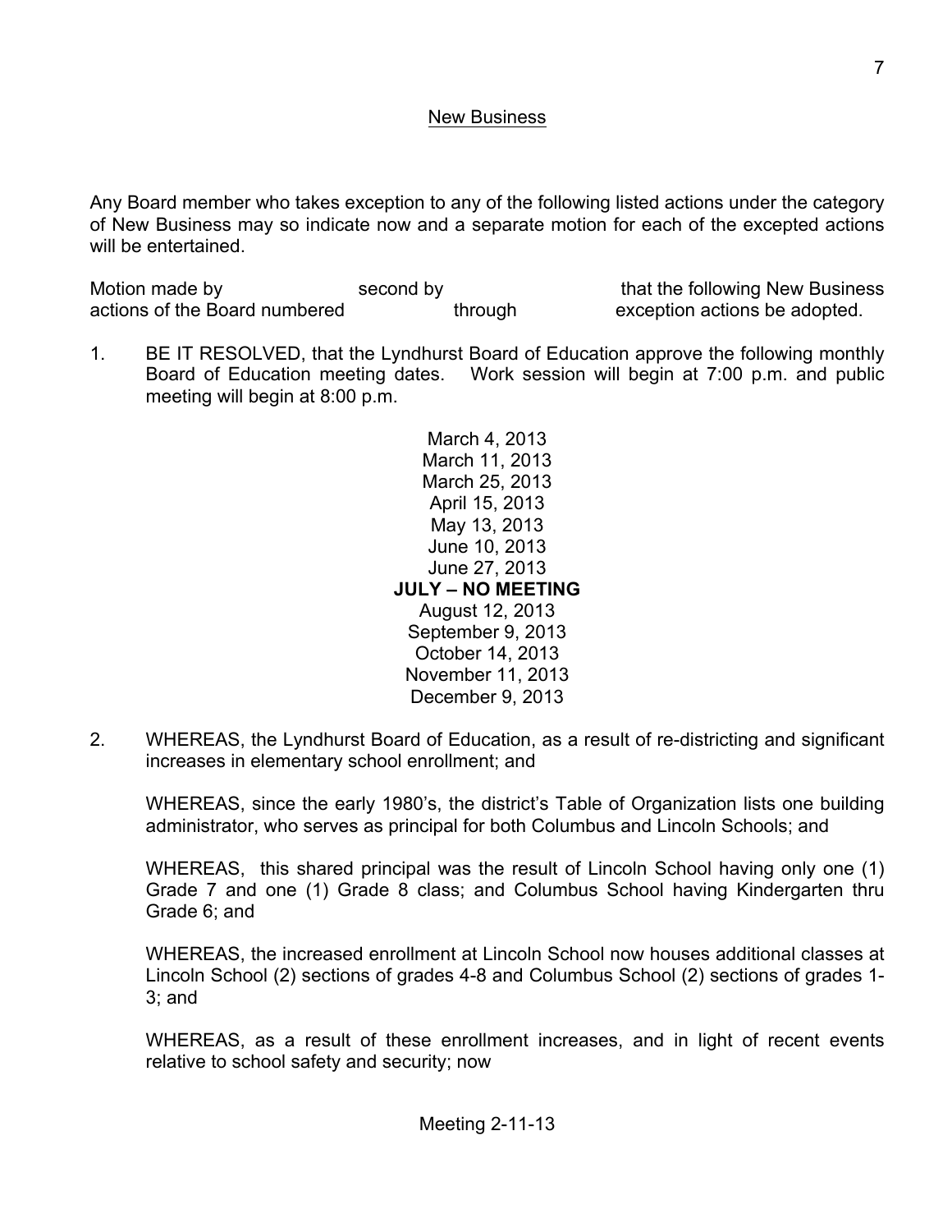## New Business

Any Board member who takes exception to any of the following listed actions under the category of New Business may so indicate now and a separate motion for each of the excepted actions will be entertained.

Motion made by second by that the following New Business actions of the Board numbered through exception actions be adopted.

1. BE IT RESOLVED, that the Lyndhurst Board of Education approve the following monthly Board of Education meeting dates. Work session will begin at 7:00 p.m. and public meeting will begin at 8:00 p.m.

   March 4, 2013
   March 11, 2013
   March 25, 2013
   April 15, 2013
   May 13, 2013
   June 10, 2013
   June 27, 2013
   **JULY – NO MEETING**
   August 12, 2013
   September 9, 2013
   October 14, 2013
   November 11, 2013
   December 9, 2013

2. WHEREAS, the Lyndhurst Board of Education, as a result of re-districting and significant increases in elementary school enrollment; and

   WHEREAS, since the early 1980's, the district's Table of Organization lists one building administrator, who serves as principal for both Columbus and Lincoln Schools; and

   WHEREAS, this shared principal was the result of Lincoln School having only one (1) Grade 7 and one (1) Grade 8 class; and Columbus School having Kindergarten thru Grade 6; and

   WHEREAS, the increased enrollment at Lincoln School now houses additional classes at Lincoln School (2) sections of grades 4-8 and Columbus School (2) sections of grades 1-3; and

   WHEREAS, as a result of these enrollment increases, and in light of recent events relative to school safety and security; now

Meeting 2-11-13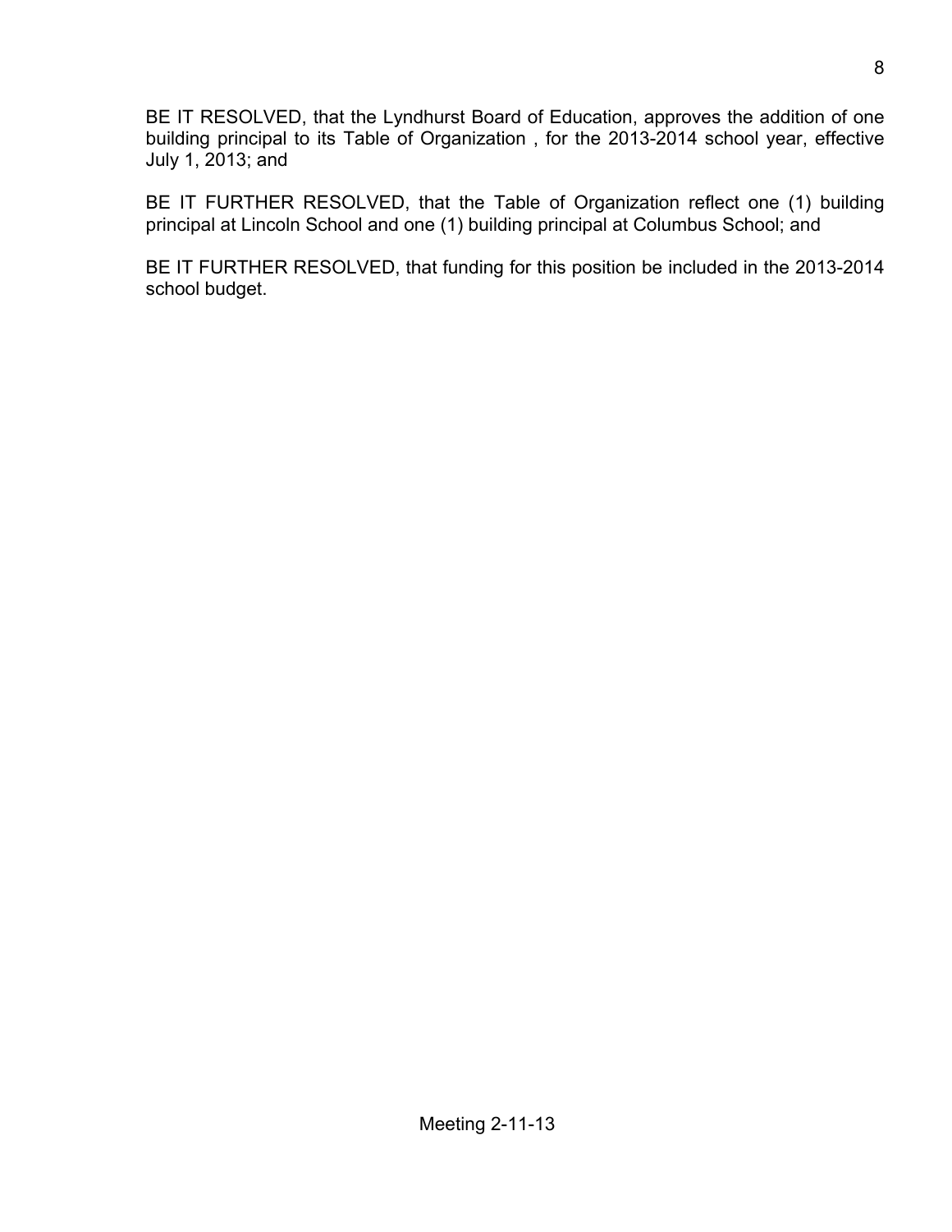BE IT RESOLVED, that the Lyndhurst Board of Education, approves the addition of one building principal to its Table of Organization , for the 2013-2014 school year, effective July 1, 2013; and

BE IT FURTHER RESOLVED, that the Table of Organization reflect one (1) building principal at Lincoln School and one (1) building principal at Columbus School; and

BE IT FURTHER RESOLVED, that funding for this position be included in the 2013-2014 school budget.